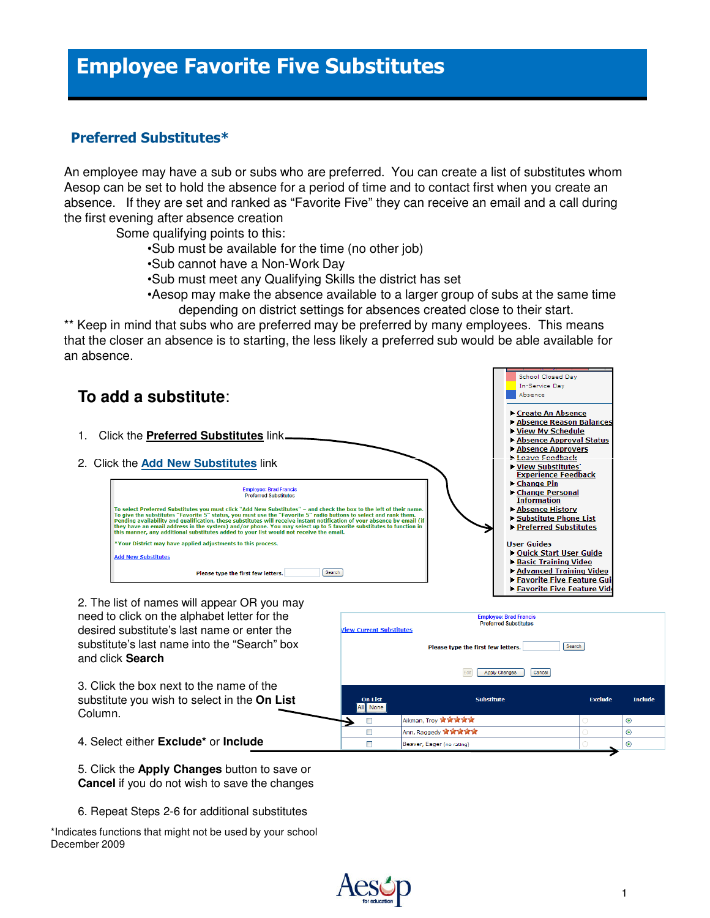# Employee Favorite Five Substitutes

## Preferred Substitutes*

An employee may have a sub or subs who are preferred. You can create a list of substitutes whom Aesop can be set to hold the absence for a period of time and to contact first when you create an absence. If they are set and ranked as "Favorite Five" they can receive an email and a call during the first evening after absence creation

Some qualifying points to this:

- Sub must be available for the time (no other job)
- Sub cannot have a Non-Work Day
- Sub must meet any Qualifying Skills the district has set
- Aesop may make the absence available to a larger group of subs at the same time depending on district settings for absences created close to their start.

** Keep in mind that subs who are preferred may be preferred by many employees. This means that the closer an absence is to starting, the less likely a preferred sub would be able available for an absence.

## To add a substitute:

1. Click the **Preferred Substitutes** link.
2. Click the **Add New Substitutes** link

2. The list of names will appear OR you may need to click on the alphabet letter for the desired substitute's last name or enter the substitute's last name into the "Search" box and click **Search**

3. Click the box next to the name of the substitute you wish to select in the **On List** Column.

4. Select either **Exclude*** or **Include**

5. Click the **Apply Changes** button to save or **Cancel** if you do not wish to save the changes

6. Repeat Steps 2-6 for additional substitutes

*Indicates functions that might not be used by your school
December 2009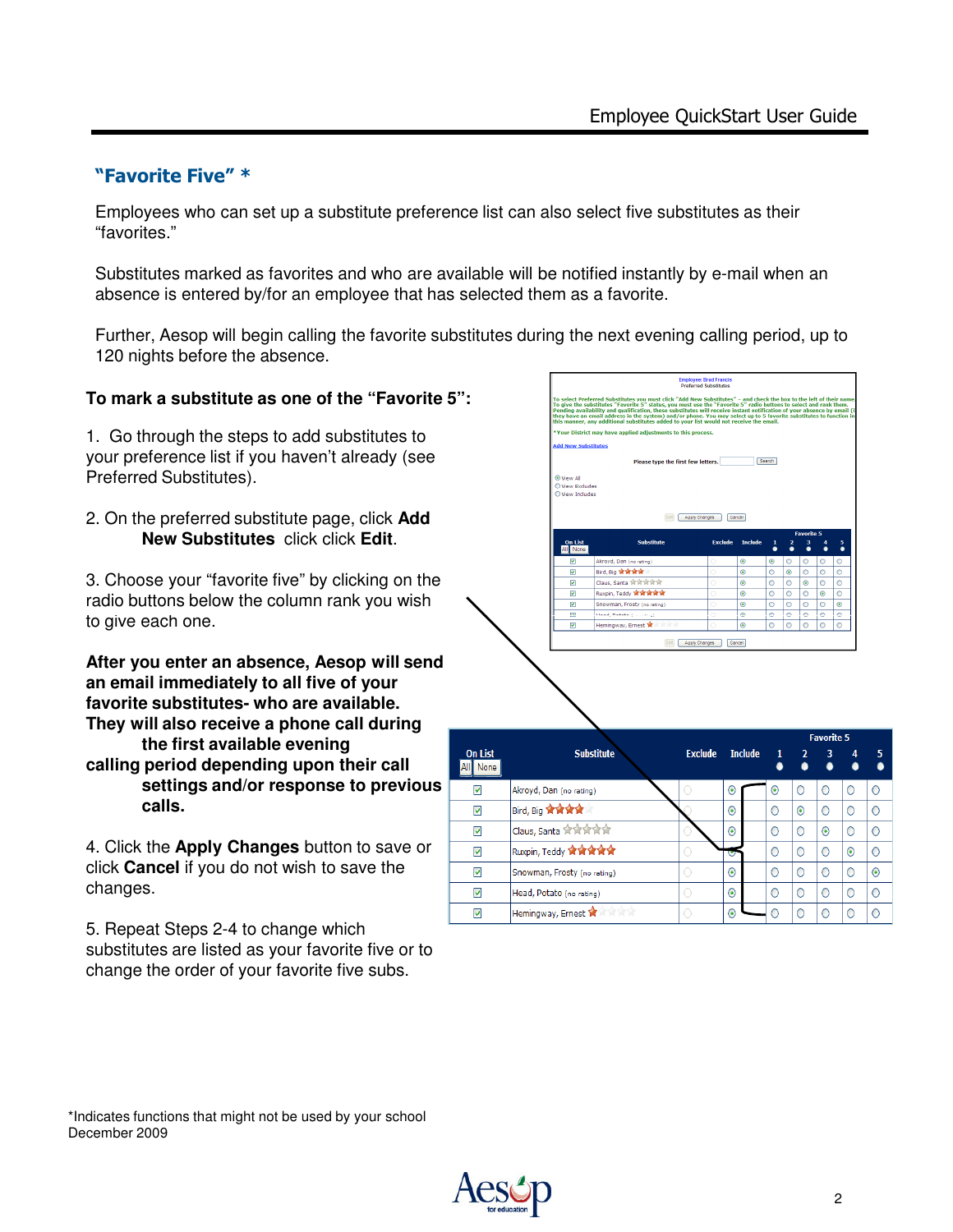## "Favorite Five" *

Employees who can set up a substitute preference list can also select five substitutes as their "favorites."

Substitutes marked as favorites and who are available will be notified instantly by e-mail when an absence is entered by/for an employee that has selected them as a favorite.

Further, Aesop will begin calling the favorite substitutes during the next evening calling period, up to 120 nights before the absence.

**To mark a substitute as one of the "Favorite 5":**

1. Go through the steps to add substitutes to your preference list if you haven't already (see Preferred Substitutes).

2. On the preferred substitute page, click **Add New Substitutes** click click **Edit**.

3. Choose your "favorite five" by clicking on the radio buttons below the column rank you wish to give each one.

**After you enter an absence, Aesop will send an email immediately to all five of your favorite substitutes- who are available. They will also receive a phone call during the first available evening calling period depending upon their call settings and/or response to previous calls.**

4. Click the **Apply Changes** button to save or click **Cancel** if you do not wish to save the changes.

5. Repeat Steps 2-4 to change which substitutes are listed as your favorite five or to change the order of your favorite five subs.

*Indicates functions that might not be used by your school
December 2009